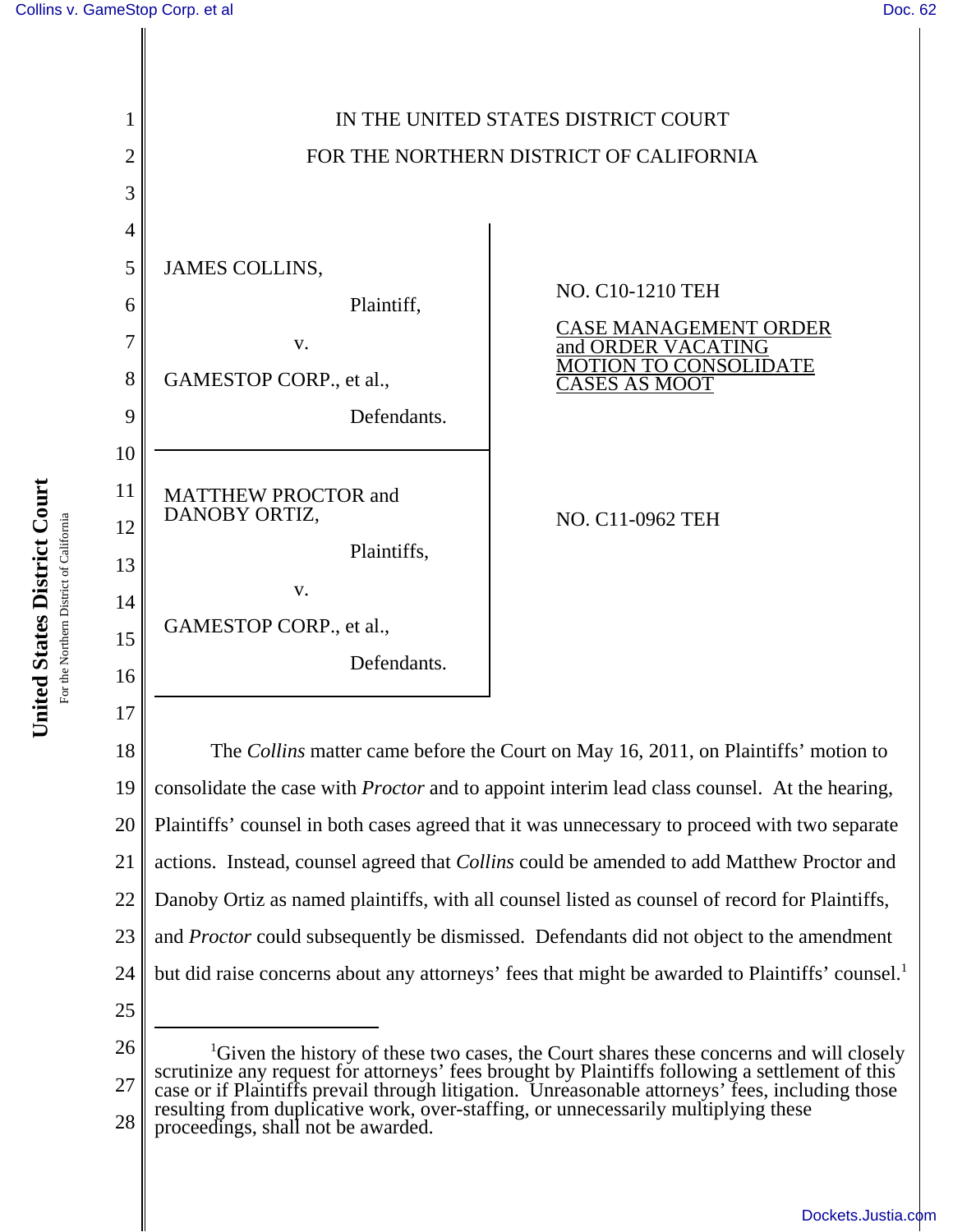IN THE UNITED STATES DISTRICT COURT

FOR THE NORTHERN DISTRICT OF CALIFORNIA

| | |
|---|---|
| JAMES COLLINS,<br><br>Plaintiff,<br><br>v.<br><br>GAMESTOP CORP., et al.,<br><br>Defendants. | NO. C10-1210 TEH<br><br>CASE MANAGEMENT ORDER and ORDER VACATING MOTION TO CONSOLIDATE CASES AS MOOT |
| MATTHEW PROCTOR and DANOBY ORTIZ,<br><br>Plaintiffs,<br><br>v.<br><br>GAMESTOP CORP., et al.,<br><br>Defendants. | NO. C11-0962 TEH |

The *Collins* matter came before the Court on May 16, 2011, on Plaintiffs' motion to consolidate the case with *Proctor* and to appoint interim lead class counsel. At the hearing, Plaintiffs' counsel in both cases agreed that it was unnecessary to proceed with two separate actions. Instead, counsel agreed that *Collins* could be amended to add Matthew Proctor and Danoby Ortiz as named plaintiffs, with all counsel listed as counsel of record for Plaintiffs, and *Proctor* could subsequently be dismissed. Defendants did not object to the amendment but did raise concerns about any attorneys' fees that might be awarded to Plaintiffs' counsel.[1]

---

[1]Given the history of these two cases, the Court shares these concerns and will closely scrutinize any request for attorneys' fees brought by Plaintiffs following a settlement of this case or if Plaintiffs prevail through litigation. Unreasonable attorneys' fees, including those resulting from duplicative work, over-staffing, or unnecessarily multiplying these proceedings, shall not be awarded.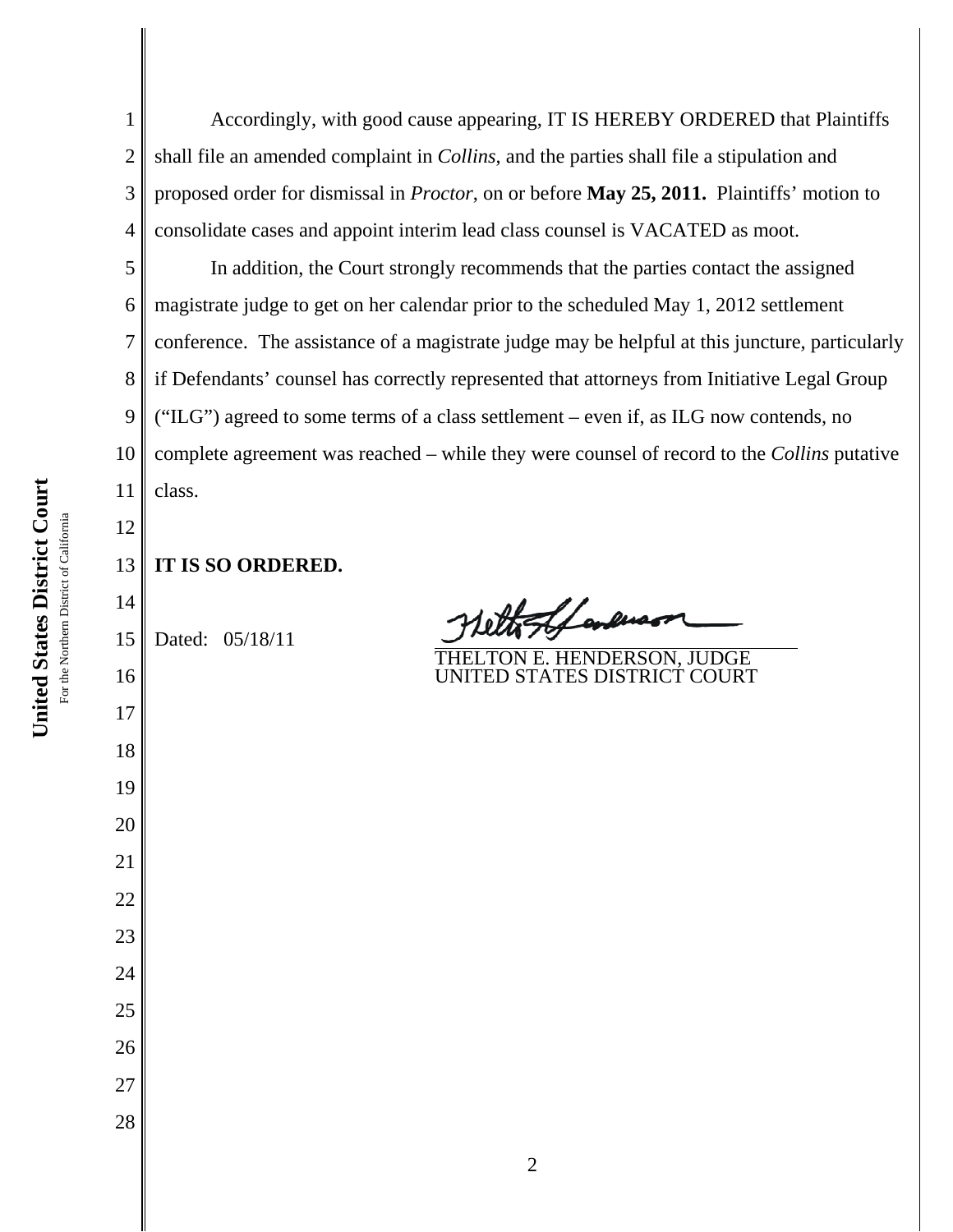Accordingly, with good cause appearing, IT IS HEREBY ORDERED that Plaintiffs shall file an amended complaint in *Collins*, and the parties shall file a stipulation and proposed order for dismissal in *Proctor*, on or before **May 25, 2011.** Plaintiffs' motion to consolidate cases and appoint interim lead class counsel is VACATED as moot.

In addition, the Court strongly recommends that the parties contact the assigned magistrate judge to get on her calendar prior to the scheduled May 1, 2012 settlement conference. The assistance of a magistrate judge may be helpful at this juncture, particularly if Defendants' counsel has correctly represented that attorneys from Initiative Legal Group ("ILG") agreed to some terms of a class settlement – even if, as ILG now contends, no complete agreement was reached – while they were counsel of record to the *Collins* putative class.

**IT IS SO ORDERED.**

Dated: 05/18/11

THELTON E. HENDERSON, JUDGE
UNITED STATES DISTRICT COURT